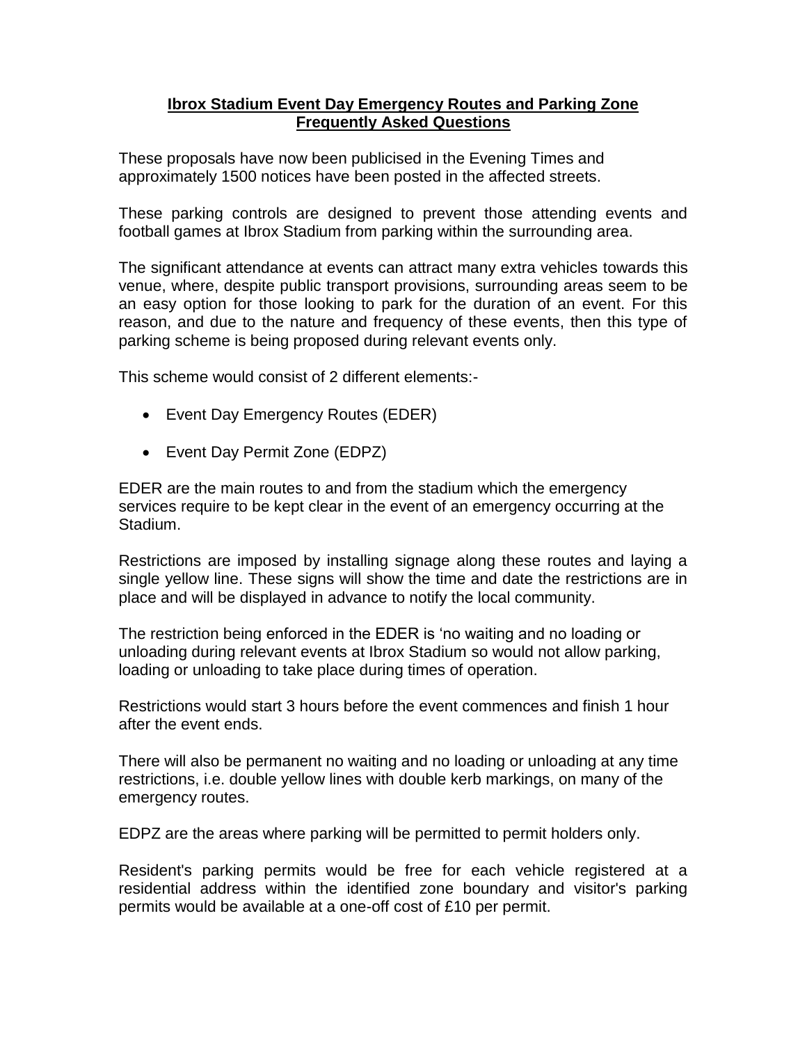# **Ibrox Stadium Event Day Emergency Routes and Parking Zone Frequently Asked Questions**

These proposals have now been publicised in the Evening Times and approximately 1500 notices have been posted in the affected streets.

These parking controls are designed to prevent those attending events and football games at Ibrox Stadium from parking within the surrounding area.

The significant attendance at events can attract many extra vehicles towards this venue, where, despite public transport provisions, surrounding areas seem to be an easy option for those looking to park for the duration of an event. For this reason, and due to the nature and frequency of these events, then this type of parking scheme is being proposed during relevant events only.

This scheme would consist of 2 different elements:-

- Event Day Emergency Routes (EDER)
- Event Day Permit Zone (EDPZ)

EDER are the main routes to and from the stadium which the emergency services require to be kept clear in the event of an emergency occurring at the Stadium.

Restrictions are imposed by installing signage along these routes and laying a single yellow line. These signs will show the time and date the restrictions are in place and will be displayed in advance to notify the local community.

The restriction being enforced in the EDER is 'no waiting and no loading or unloading during relevant events at Ibrox Stadium so would not allow parking, loading or unloading to take place during times of operation.

Restrictions would start 3 hours before the event commences and finish 1 hour after the event ends.

There will also be permanent no waiting and no loading or unloading at any time restrictions, i.e. double yellow lines with double kerb markings, on many of the emergency routes.

EDPZ are the areas where parking will be permitted to permit holders only.

Resident's parking permits would be free for each vehicle registered at a residential address within the identified zone boundary and visitor's parking permits would be available at a one-off cost of £10 per permit.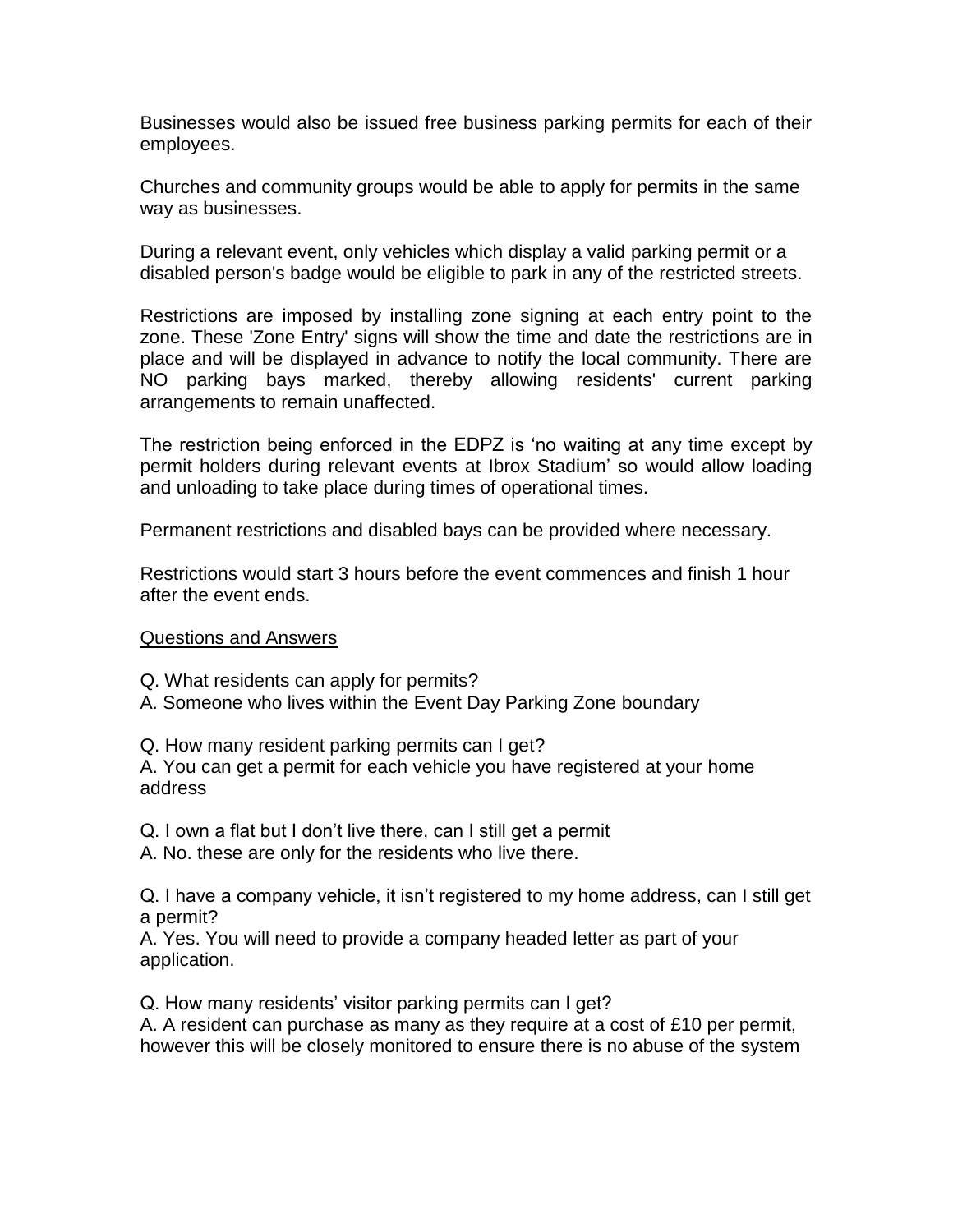Businesses would also be issued free business parking permits for each of their employees.

Churches and community groups would be able to apply for permits in the same way as businesses.

During a relevant event, only vehicles which display a valid parking permit or a disabled person's badge would be eligible to park in any of the restricted streets.

Restrictions are imposed by installing zone signing at each entry point to the zone. These 'Zone Entry' signs will show the time and date the restrictions are in place and will be displayed in advance to notify the local community. There are NO parking bays marked, thereby allowing residents' current parking arrangements to remain unaffected.

The restriction being enforced in the EDPZ is 'no waiting at any time except by permit holders during relevant events at Ibrox Stadium' so would allow loading and unloading to take place during times of operational times.

Permanent restrictions and disabled bays can be provided where necessary.

Restrictions would start 3 hours before the event commences and finish 1 hour after the event ends.

<u>Questions and Answers</u>

Q. What residents can apply for permits?
A. Someone who lives within the Event Day Parking Zone boundary

Q. How many resident parking permits can I get?
A. You can get a permit for each vehicle you have registered at your home address

Q. I own a flat but I don't live there, can I still get a permit
A. No. these are only for the residents who live there.

Q. I have a company vehicle, it isn't registered to my home address, can I still get a permit?
A. Yes. You will need to provide a company headed letter as part of your application.

Q. How many residents' visitor parking permits can I get?
A. A resident can purchase as many as they require at a cost of £10 per permit, however this will be closely monitored to ensure there is no abuse of the system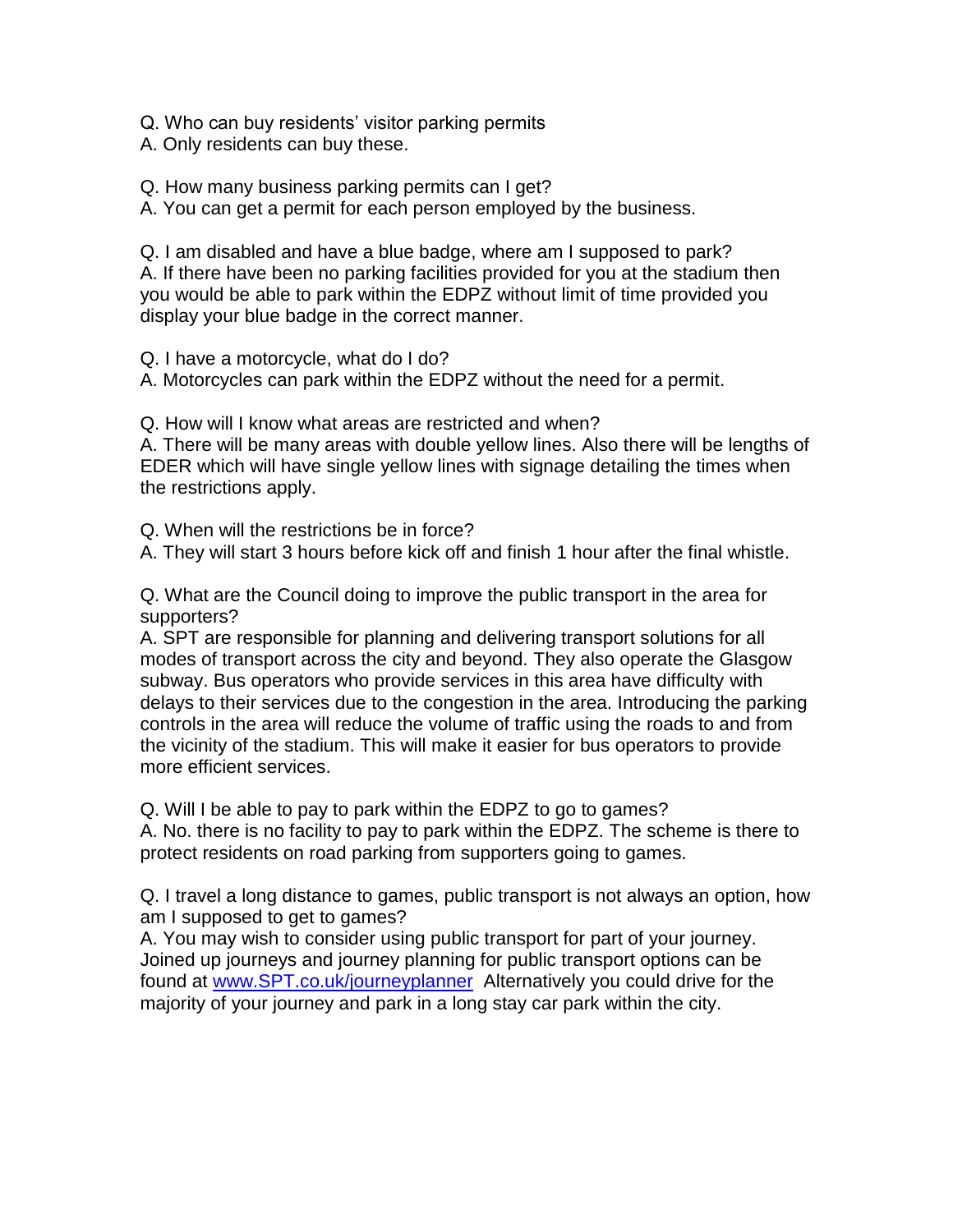Q. Who can buy residents' visitor parking permits
A. Only residents can buy these.

Q. How many business parking permits can I get?
A. You can get a permit for each person employed by the business.

Q. I am disabled and have a blue badge, where am I supposed to park?
A. If there have been no parking facilities provided for you at the stadium then you would be able to park within the EDPZ without limit of time provided you display your blue badge in the correct manner.

Q. I have a motorcycle, what do I do?
A. Motorcycles can park within the EDPZ without the need for a permit.

Q. How will I know what areas are restricted and when?
A. There will be many areas with double yellow lines. Also there will be lengths of EDER which will have single yellow lines with signage detailing the times when the restrictions apply.

Q. When will the restrictions be in force?
A. They will start 3 hours before kick off and finish 1 hour after the final whistle.

Q. What are the Council doing to improve the public transport in the area for supporters?
A. SPT are responsible for planning and delivering transport solutions for all modes of transport across the city and beyond. They also operate the Glasgow subway. Bus operators who provide services in this area have difficulty with delays to their services due to the congestion in the area. Introducing the parking controls in the area will reduce the volume of traffic using the roads to and from the vicinity of the stadium. This will make it easier for bus operators to provide more efficient services.

Q. Will I be able to pay to park within the EDPZ to go to games?
A. No. there is no facility to pay to park within the EDPZ. The scheme is there to protect residents on road parking from supporters going to games.

Q. I travel a long distance to games, public transport is not always an option, how am I supposed to get to games?
A. You may wish to consider using public transport for part of your journey. Joined up journeys and journey planning for public transport options can be found at [www.SPT.co.uk/journeyplanner](http://www.SPT.co.uk/journeyplanner) Alternatively you could drive for the majority of your journey and park in a long stay car park within the city.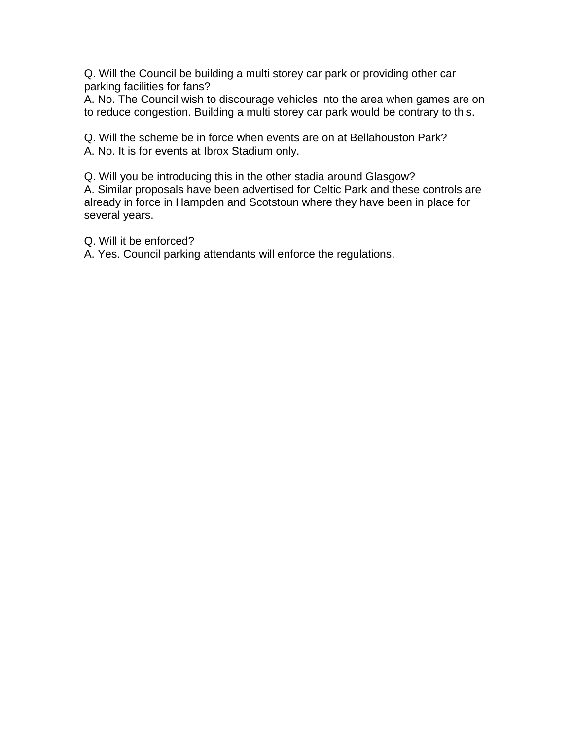Q. Will the Council be building a multi storey car park or providing other car parking facilities for fans?
A. No. The Council wish to discourage vehicles into the area when games are on to reduce congestion. Building a multi storey car park would be contrary to this.

Q. Will the scheme be in force when events are on at Bellahouston Park?
A. No. It is for events at Ibrox Stadium only.

Q. Will you be introducing this in the other stadia around Glasgow?
A. Similar proposals have been advertised for Celtic Park and these controls are already in force in Hampden and Scotstoun where they have been in place for several years.

Q. Will it be enforced?
A. Yes. Council parking attendants will enforce the regulations.